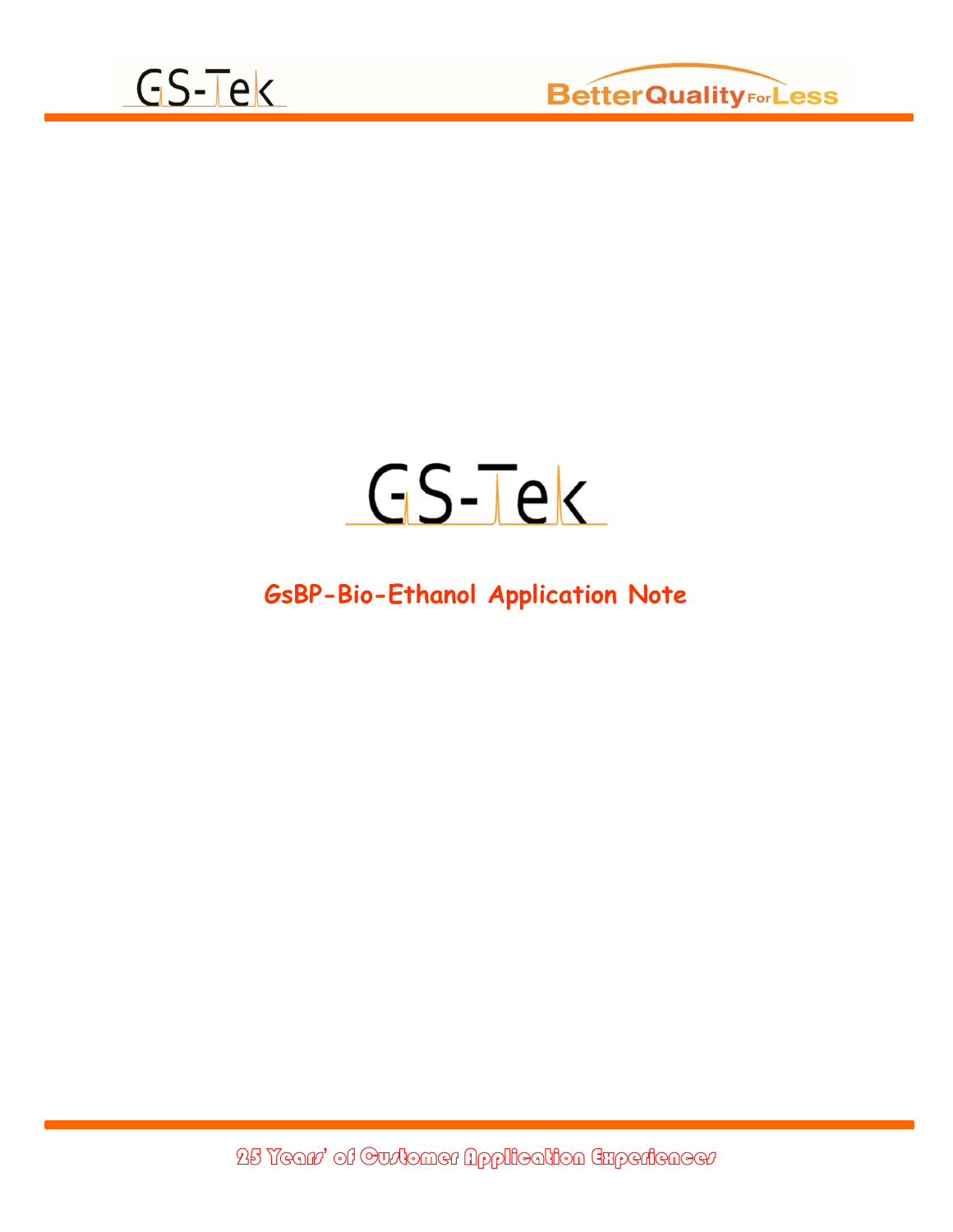GS-Tek

# GsBP-Bio-Ethanol Application Note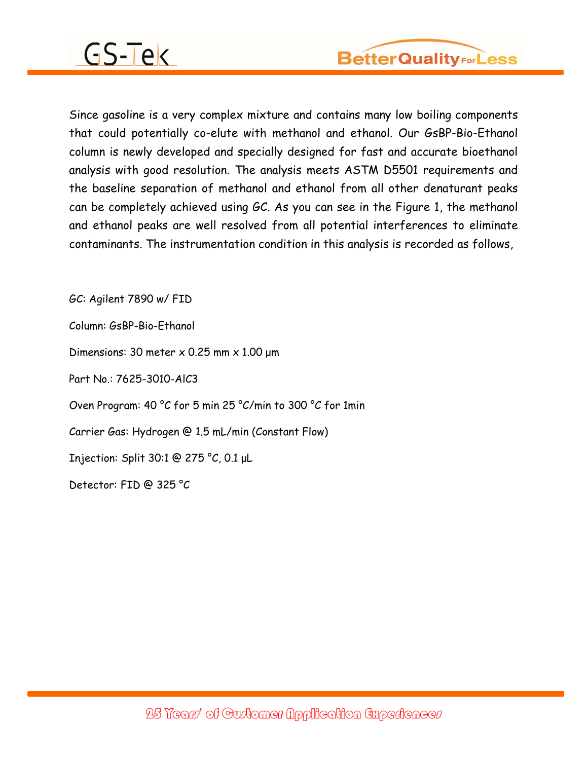Since gasoline is a very complex mixture and contains many low boiling components that could potentially co-elute with methanol and ethanol. Our GsBP-Bio-Ethanol column is newly developed and specially designed for fast and accurate bioethanol analysis with good resolution. The analysis meets ASTM D5501 requirements and the baseline separation of methanol and ethanol from all other denaturant peaks can be completely achieved using GC. As you can see in the Figure 1, the methanol and ethanol peaks are well resolved from all potential interferences to eliminate contaminants. The instrumentation condition in this analysis is recorded as follows,

GC: Agilent 7890 w/ FID

Column: GsBP-Bio-Ethanol

Dimensions: 30 meter x 0.25 mm x 1.00 µm

Part No.: 7625-3010-AIC3

Oven Program: 40 °C for 5 min 25 °C/min to 300 °C for 1min

Carrier Gas: Hydrogen @ 1.5 mL/min (Constant Flow)

Injection: Split 30:1 @ 275 °C, 0.1 µL

Detector: FID @ 325 °C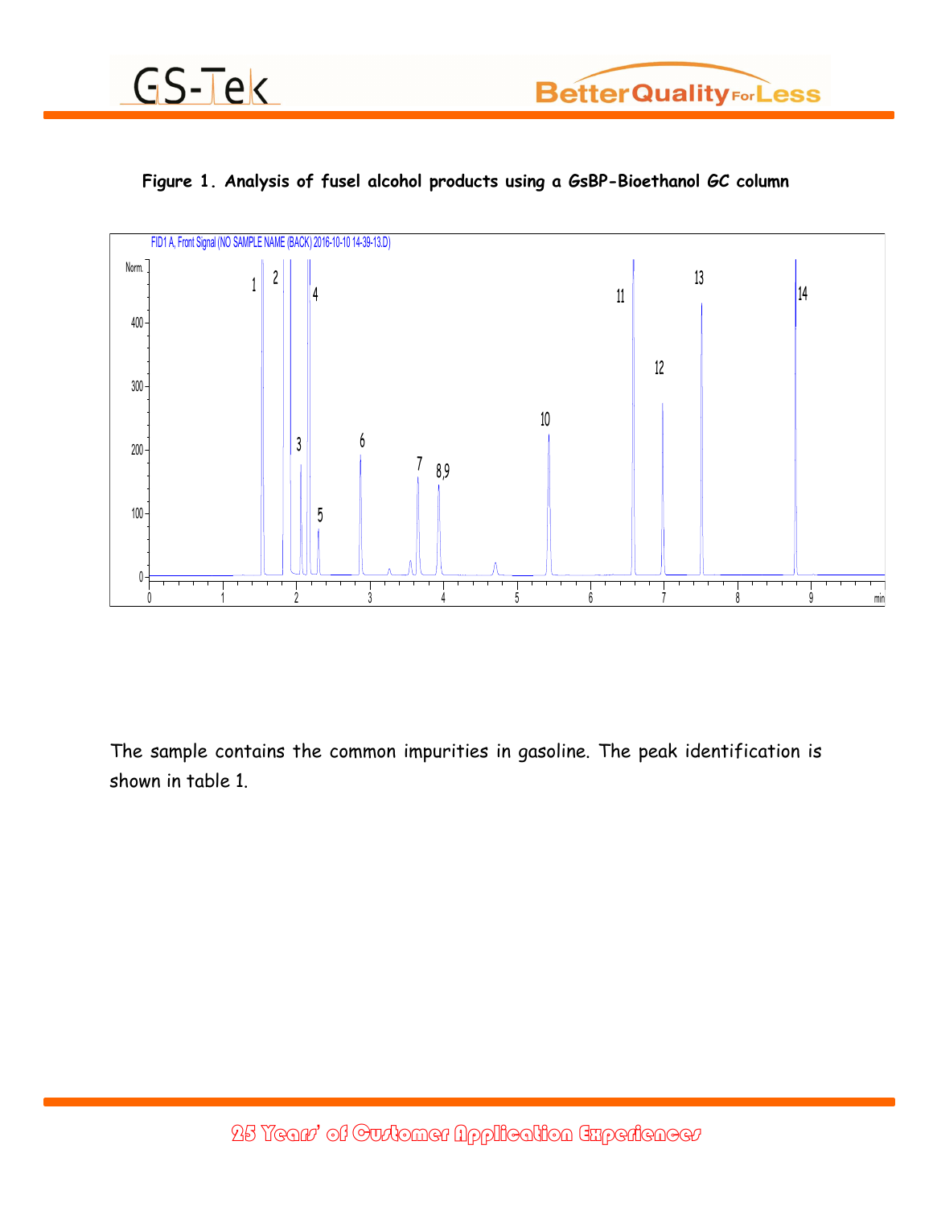**Figure 1. Analysis of fusel alcohol products using a GsBP-Bioethanol GC column**

The sample contains the common impurities in gasoline. The peak identification is shown in table 1.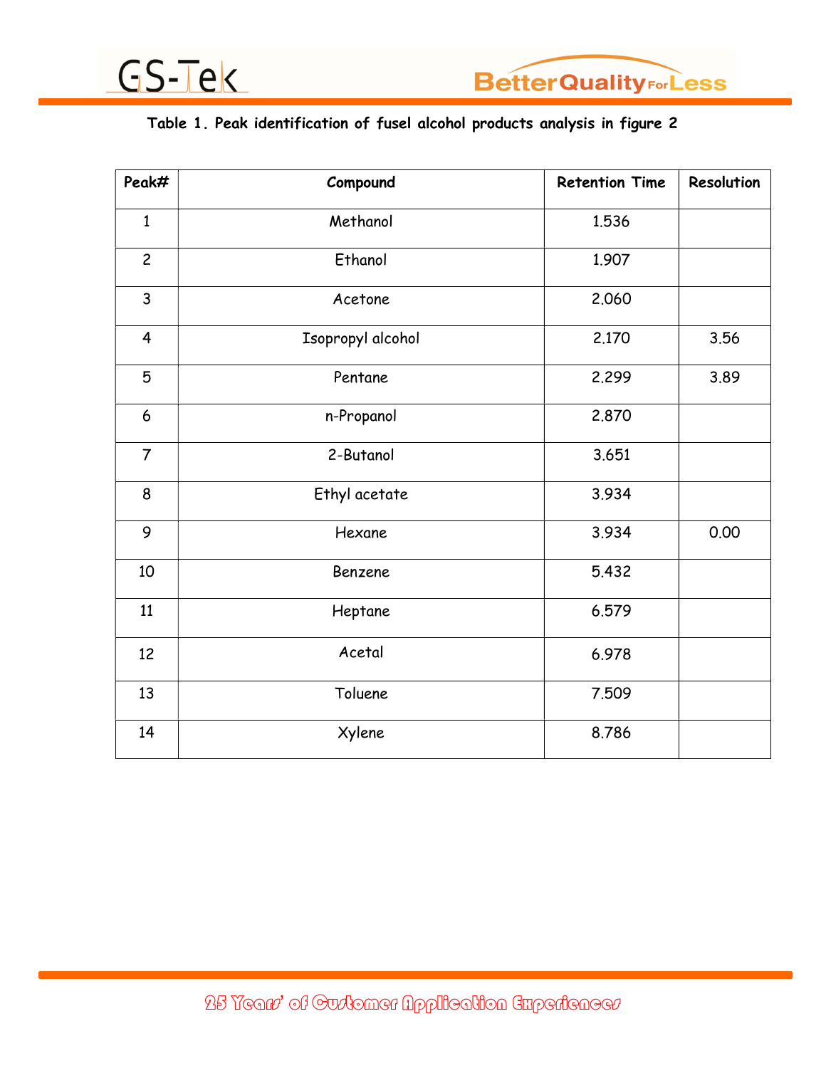**Table 1. Peak identification of fusel alcohol products analysis in figure 2**

| Peak# | Compound | Retention Time | Resolution |
|---|---|---|---|
| 1 | Methanol | 1.536 | |
| 2 | Ethanol | 1.907 | |
| 3 | Acetone | 2.060 | |
| 4 | Isopropyl alcohol | 2.170 | 3.56 |
| 5 | Pentane | 2.299 | 3.89 |
| 6 | n-Propanol | 2.870 | |
| 7 | 2-Butanol | 3.651 | |
| 8 | Ethyl acetate | 3.934 | |
| 9 | Hexane | 3.934 | 0.00 |
| 10 | Benzene | 5.432 | |
| 11 | Heptane | 6.579 | |
| 12 | Acetal | 6.978 | |
| 13 | Toluene | 7.509 | |
| 14 | Xylene | 8.786 | |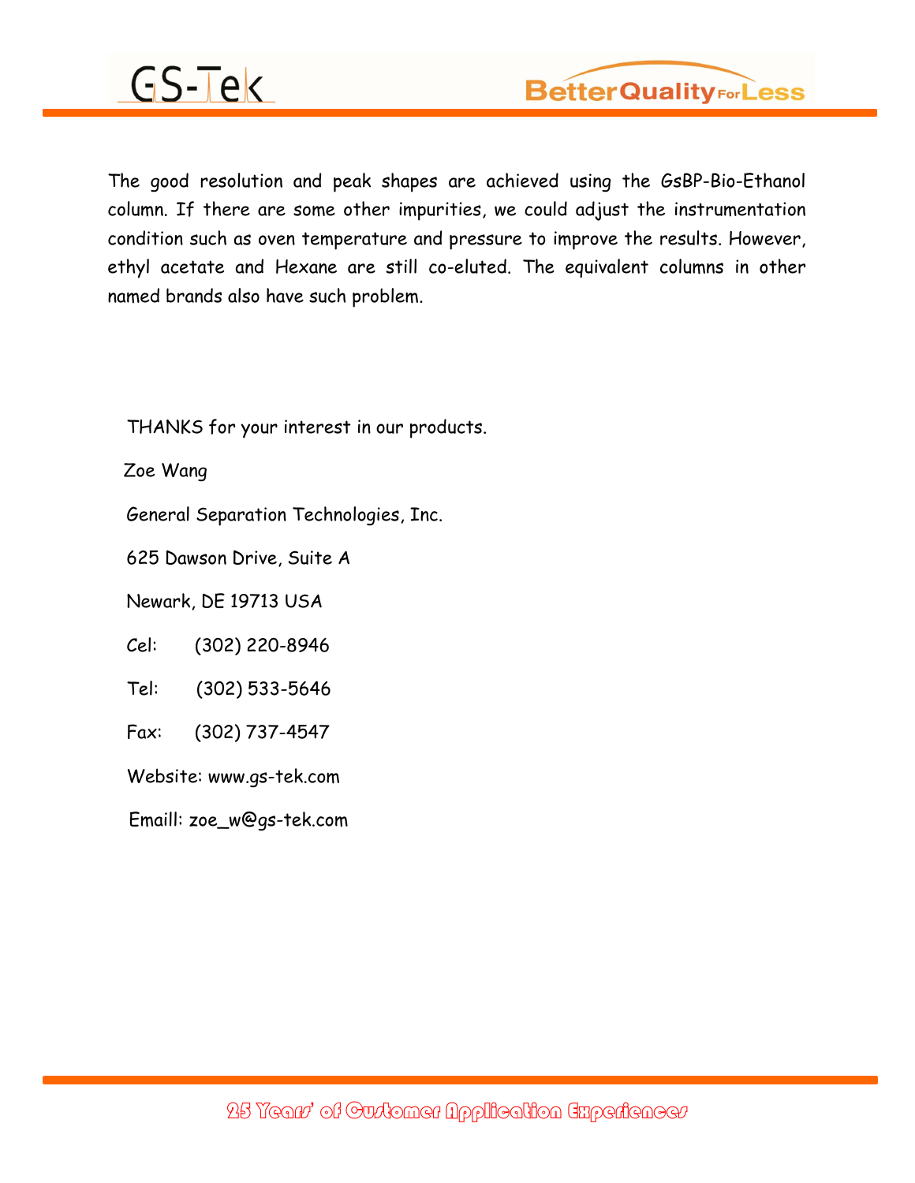The good resolution and peak shapes are achieved using the GsBP-Bio-Ethanol column. If there are some other impurities, we could adjust the instrumentation condition such as oven temperature and pressure to improve the results. However, ethyl acetate and Hexane are still co-eluted. The equivalent columns in other named brands also have such problem.

THANKS for your interest in our products.

Zoe Wang

General Separation Technologies, Inc.

625 Dawson Drive, Suite A

Newark, DE 19713 USA

Cel: (302) 220-8946

Tel: (302) 533-5646

Fax: (302) 737-4547

Website: www.gs-tek.com

Emaill: zoe_w@gs-tek.com